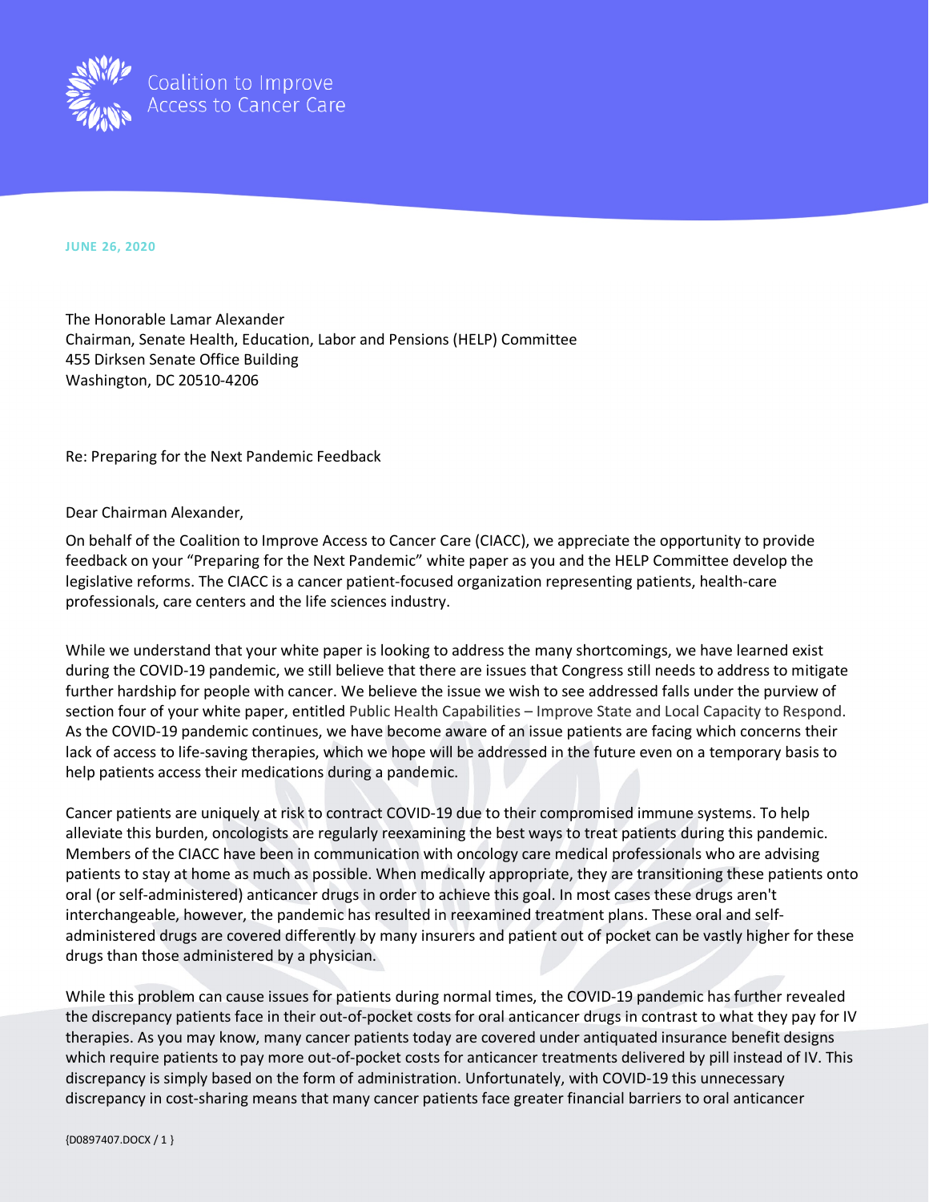Coalition to Improve Access to Cancer Care

**JUNE 26, 2020**

The Honorable Lamar Alexander
Chairman, Senate Health, Education, Labor and Pensions (HELP) Committee
455 Dirksen Senate Office Building
Washington, DC 20510-4206

Re: Preparing for the Next Pandemic Feedback

Dear Chairman Alexander,

On behalf of the Coalition to Improve Access to Cancer Care (CIACC), we appreciate the opportunity to provide feedback on your "Preparing for the Next Pandemic" white paper as you and the HELP Committee develop the legislative reforms. The CIACC is a cancer patient-focused organization representing patients, health-care professionals, care centers and the life sciences industry.

While we understand that your white paper is looking to address the many shortcomings, we have learned exist during the COVID-19 pandemic, we still believe that there are issues that Congress still needs to address to mitigate further hardship for people with cancer. We believe the issue we wish to see addressed falls under the purview of section four of your white paper, entitled Public Health Capabilities – Improve State and Local Capacity to Respond. As the COVID-19 pandemic continues, we have become aware of an issue patients are facing which concerns their lack of access to life-saving therapies, which we hope will be addressed in the future even on a temporary basis to help patients access their medications during a pandemic.

Cancer patients are uniquely at risk to contract COVID-19 due to their compromised immune systems. To help alleviate this burden, oncologists are regularly reexamining the best ways to treat patients during this pandemic. Members of the CIACC have been in communication with oncology care medical professionals who are advising patients to stay at home as much as possible. When medically appropriate, they are transitioning these patients onto oral (or self-administered) anticancer drugs in order to achieve this goal. In most cases these drugs aren't interchangeable, however, the pandemic has resulted in reexamined treatment plans. These oral and self-administered drugs are covered differently by many insurers and patient out of pocket can be vastly higher for these drugs than those administered by a physician.

While this problem can cause issues for patients during normal times, the COVID-19 pandemic has further revealed the discrepancy patients face in their out-of-pocket costs for oral anticancer drugs in contrast to what they pay for IV therapies. As you may know, many cancer patients today are covered under antiquated insurance benefit designs which require patients to pay more out-of-pocket costs for anticancer treatments delivered by pill instead of IV. This discrepancy is simply based on the form of administration. Unfortunately, with COVID-19 this unnecessary discrepancy in cost-sharing means that many cancer patients face greater financial barriers to oral anticancer

{D0897407.DOCX / 1 }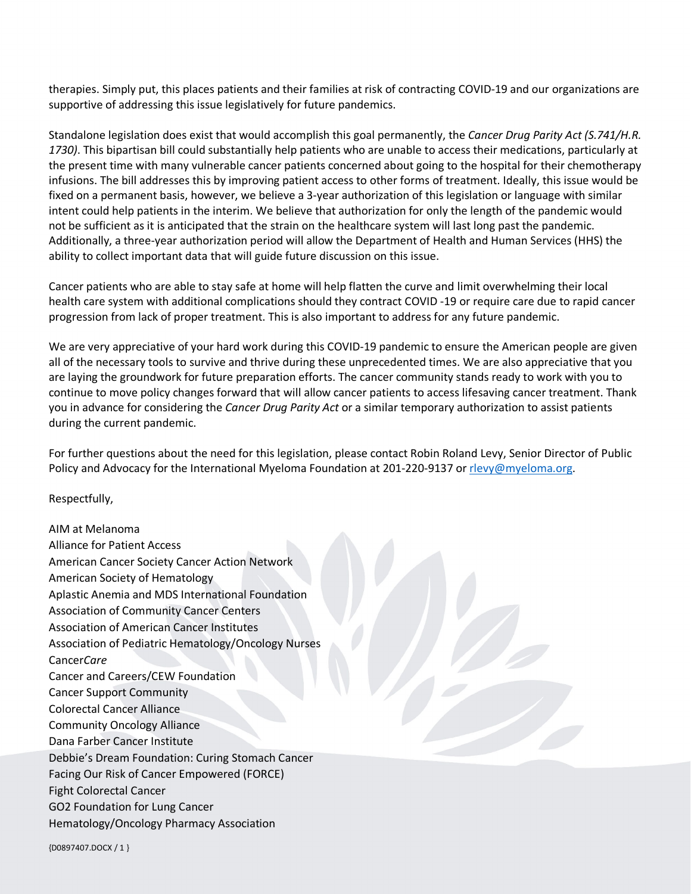therapies. Simply put, this places patients and their families at risk of contracting COVID-19 and our organizations are supportive of addressing this issue legislatively for future pandemics.

Standalone legislation does exist that would accomplish this goal permanently, the *Cancer Drug Parity Act (S.741/H.R. 1730)*. This bipartisan bill could substantially help patients who are unable to access their medications, particularly at the present time with many vulnerable cancer patients concerned about going to the hospital for their chemotherapy infusions. The bill addresses this by improving patient access to other forms of treatment. Ideally, this issue would be fixed on a permanent basis, however, we believe a 3-year authorization of this legislation or language with similar intent could help patients in the interim. We believe that authorization for only the length of the pandemic would not be sufficient as it is anticipated that the strain on the healthcare system will last long past the pandemic. Additionally, a three-year authorization period will allow the Department of Health and Human Services (HHS) the ability to collect important data that will guide future discussion on this issue.

Cancer patients who are able to stay safe at home will help flatten the curve and limit overwhelming their local health care system with additional complications should they contract COVID -19 or require care due to rapid cancer progression from lack of proper treatment. This is also important to address for any future pandemic.

We are very appreciative of your hard work during this COVID-19 pandemic to ensure the American people are given all of the necessary tools to survive and thrive during these unprecedented times. We are also appreciative that you are laying the groundwork for future preparation efforts. The cancer community stands ready to work with you to continue to move policy changes forward that will allow cancer patients to access lifesaving cancer treatment. Thank you in advance for considering the *Cancer Drug Parity Act* or a similar temporary authorization to assist patients during the current pandemic.

For further questions about the need for this legislation, please contact Robin Roland Levy, Senior Director of Public Policy and Advocacy for the International Myeloma Foundation at 201-220-9137 or [rlevy@myeloma.org](mailto:rlevy@myeloma.org).

Respectfully,

AIM at Melanoma  
Alliance for Patient Access  
American Cancer Society Cancer Action Network  
American Society of Hematology  
Aplastic Anemia and MDS International Foundation  
Association of Community Cancer Centers  
Association of American Cancer Institutes  
Association of Pediatric Hematology/Oncology Nurses  
Cancer*Care*  
Cancer and Careers/CEW Foundation  
Cancer Support Community  
Colorectal Cancer Alliance  
Community Oncology Alliance  
Dana Farber Cancer Institute  
Debbie's Dream Foundation: Curing Stomach Cancer  
Facing Our Risk of Cancer Empowered (FORCE)  
Fight Colorectal Cancer  
GO2 Foundation for Lung Cancer  
Hematology/Oncology Pharmacy Association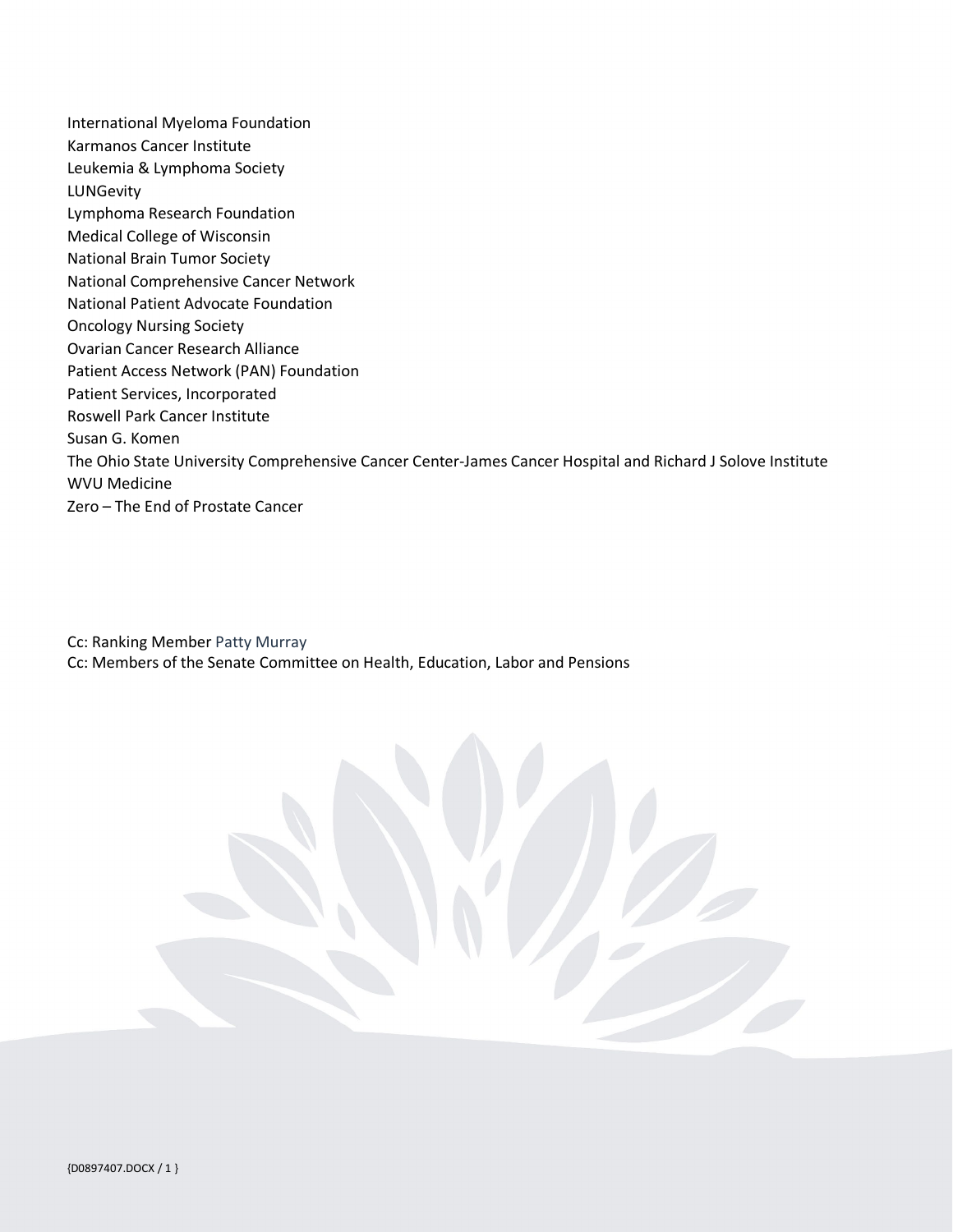International Myeloma Foundation
Karmanos Cancer Institute
Leukemia & Lymphoma Society
LUNGevity
Lymphoma Research Foundation
Medical College of Wisconsin
National Brain Tumor Society
National Comprehensive Cancer Network
National Patient Advocate Foundation
Oncology Nursing Society
Ovarian Cancer Research Alliance
Patient Access Network (PAN) Foundation
Patient Services, Incorporated
Roswell Park Cancer Institute
Susan G. Komen
The Ohio State University Comprehensive Cancer Center-James Cancer Hospital and Richard J Solove Institute
WVU Medicine
Zero – The End of Prostate Cancer

Cc: Ranking Member Patty Murray
Cc: Members of the Senate Committee on Health, Education, Labor and Pensions

{D0897407.DOCX / 1 }